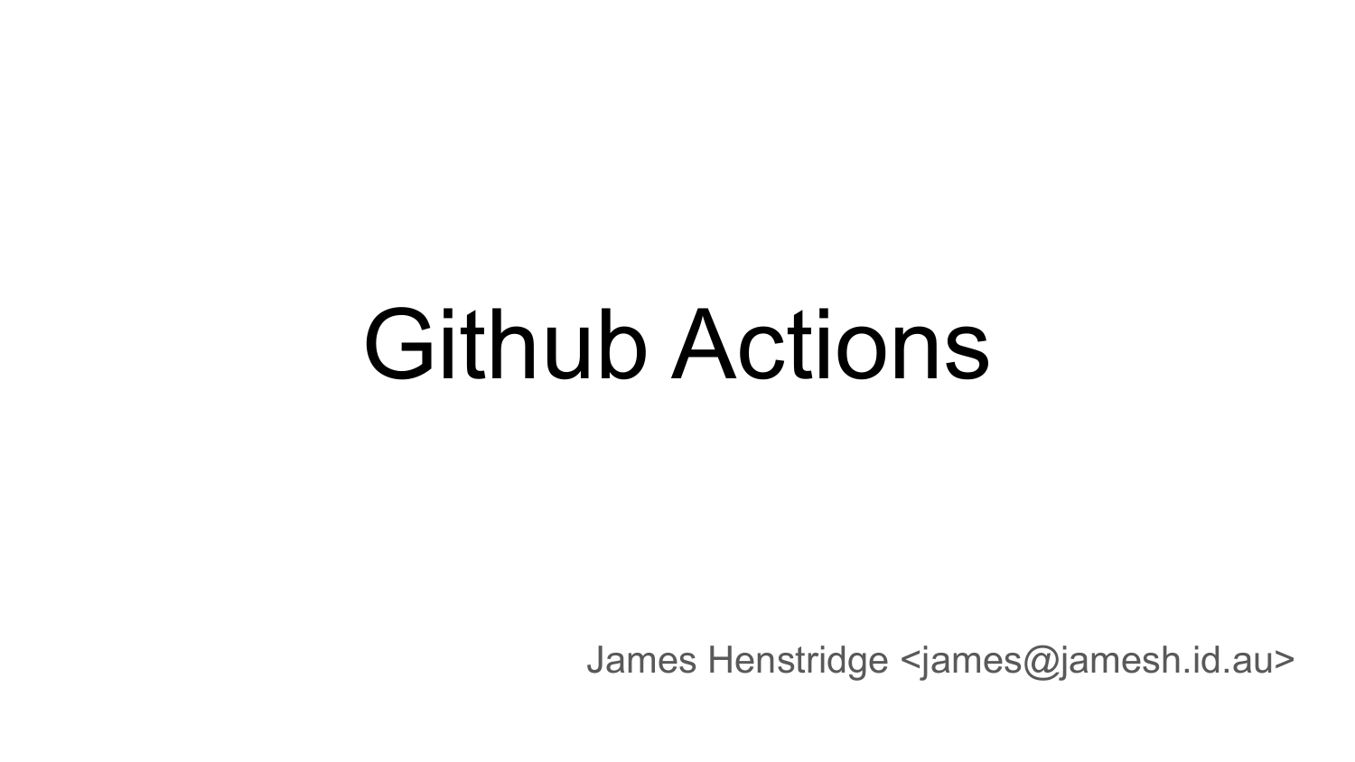# Github Actions

James Henstridge <james@jamesh.id.au>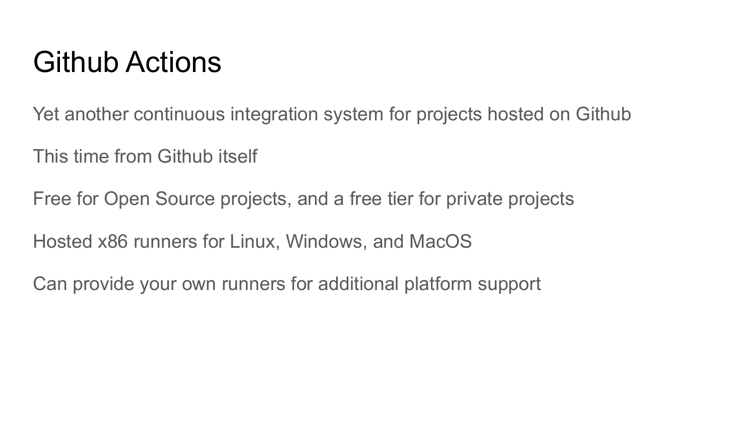# Github Actions

Yet another continuous integration system for projects hosted on Github

This time from Github itself

Free for Open Source projects, and a free tier for private projects

Hosted x86 runners for Linux, Windows, and MacOS

Can provide your own runners for additional platform support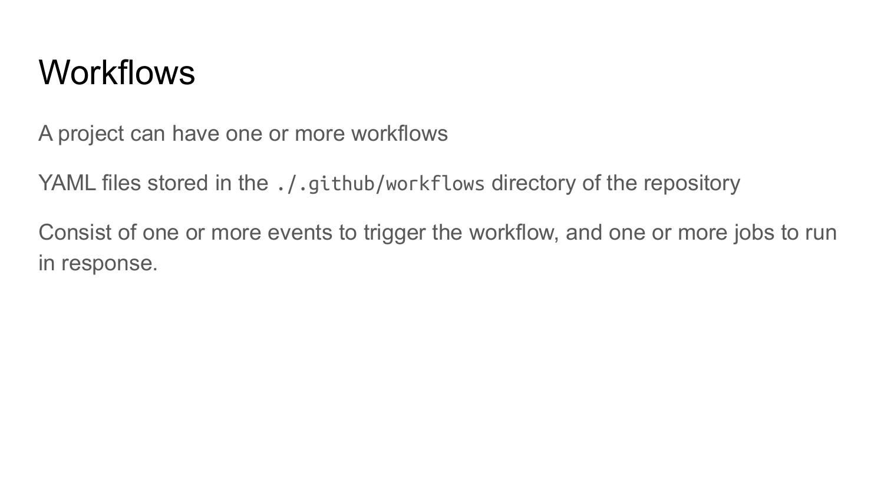# Workflows

A project can have one or more workflows

YAML files stored in the `./.github/workflows` directory of the repository

Consist of one or more events to trigger the workflow, and one or more jobs to run in response.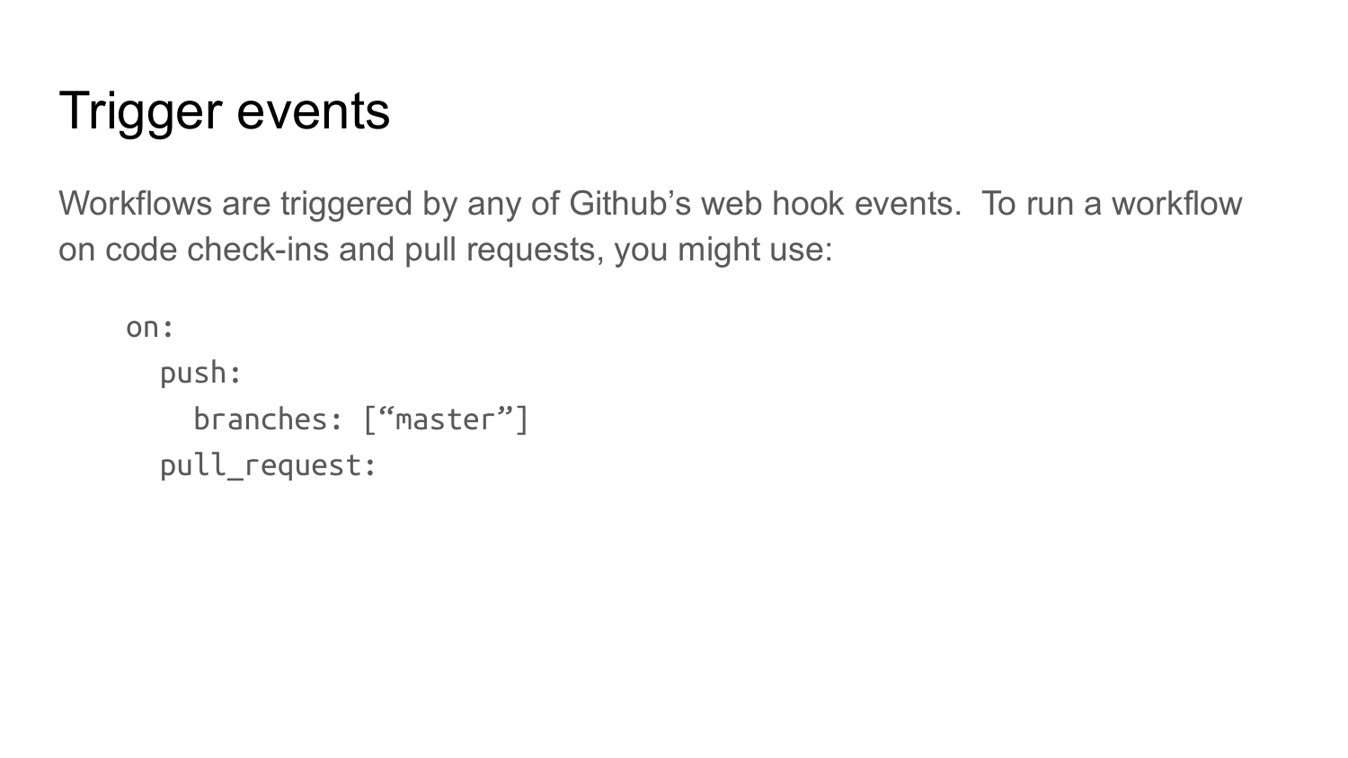# Trigger events

Workflows are triggered by any of Github’s web hook events.  To run a workflow on code check-ins and pull requests, you might use:

```
on:
  push:
    branches: [“master”]
  pull_request:
```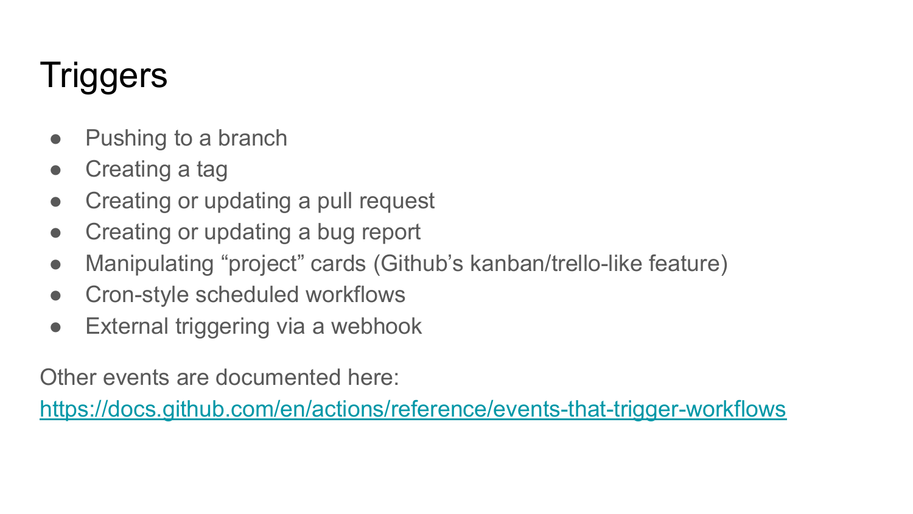# Triggers

- Pushing to a branch
- Creating a tag
- Creating or updating a pull request
- Creating or updating a bug report
- Manipulating “project” cards (Github’s kanban/trello-like feature)
- Cron-style scheduled workflows
- External triggering via a webhook

Other events are documented here:
https://docs.github.com/en/actions/reference/events-that-trigger-workflows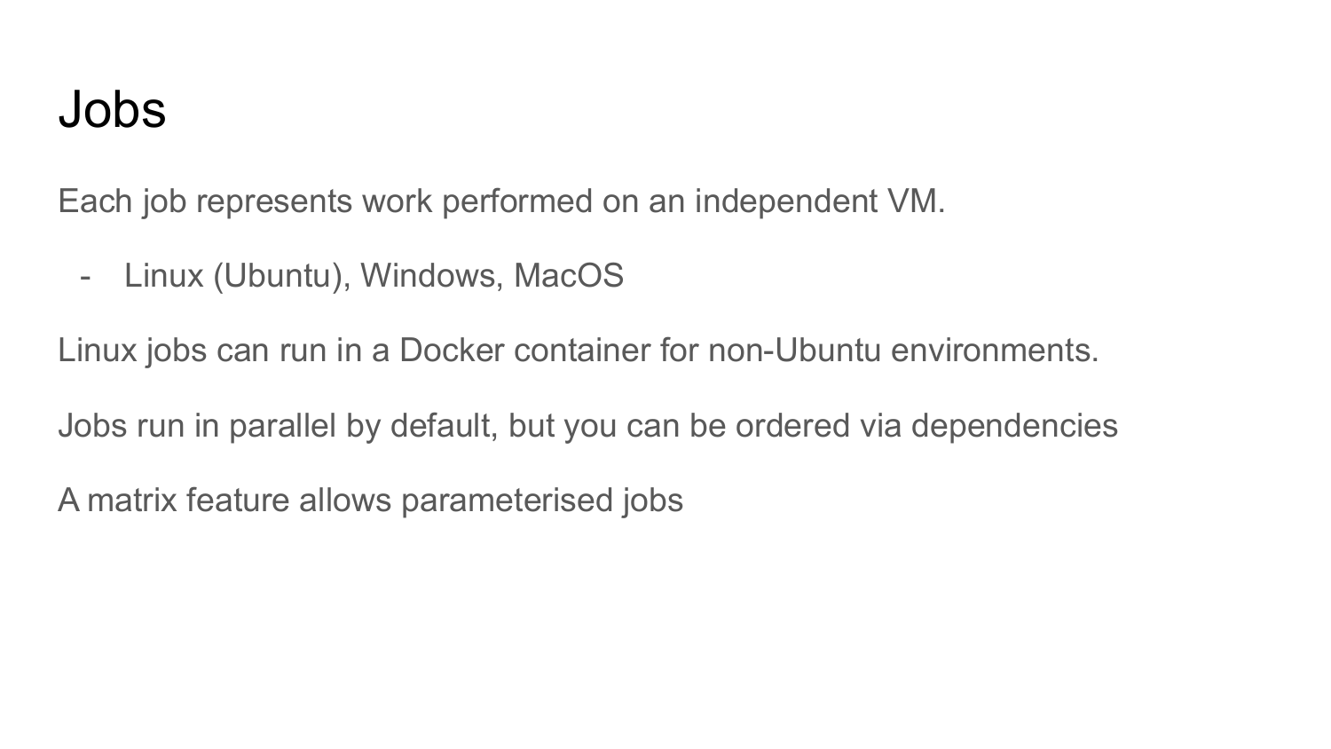# Jobs

Each job represents work performed on an independent VM.

- Linux (Ubuntu), Windows, MacOS

Linux jobs can run in a Docker container for non-Ubuntu environments.

Jobs run in parallel by default, but you can be ordered via dependencies

A matrix feature allows parameterised jobs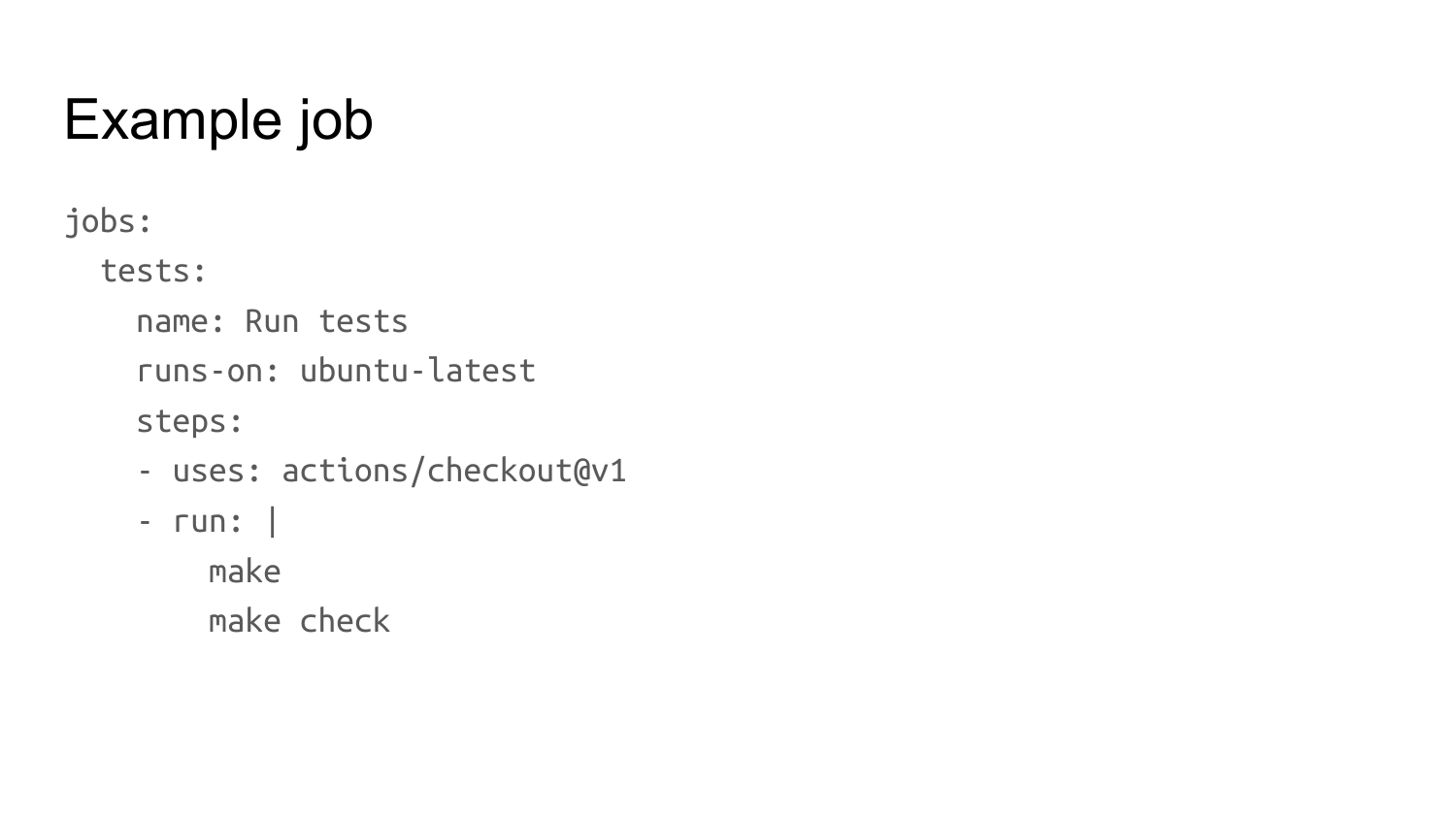# Example job

```
jobs:
  tests:
    name: Run tests
    runs-on: ubuntu-latest
    steps:
    - uses: actions/checkout@v1
    - run: |
        make
        make check
```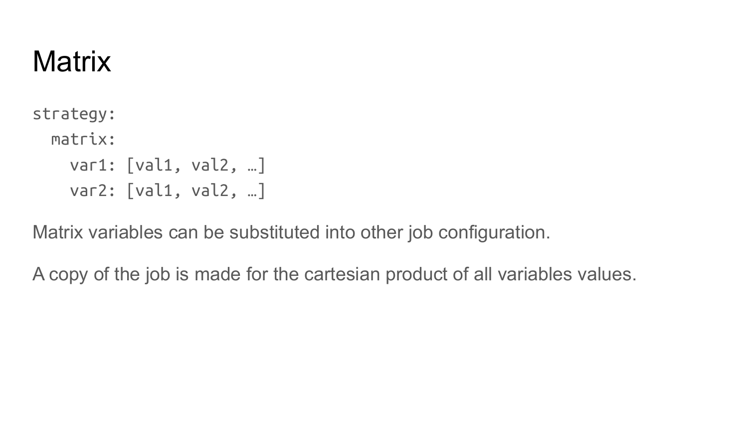# Matrix

```
strategy:
  matrix:
    var1: [val1, val2, …]
    var2: [val1, val2, …]
```

Matrix variables can be substituted into other job configuration.

A copy of the job is made for the cartesian product of all variables values.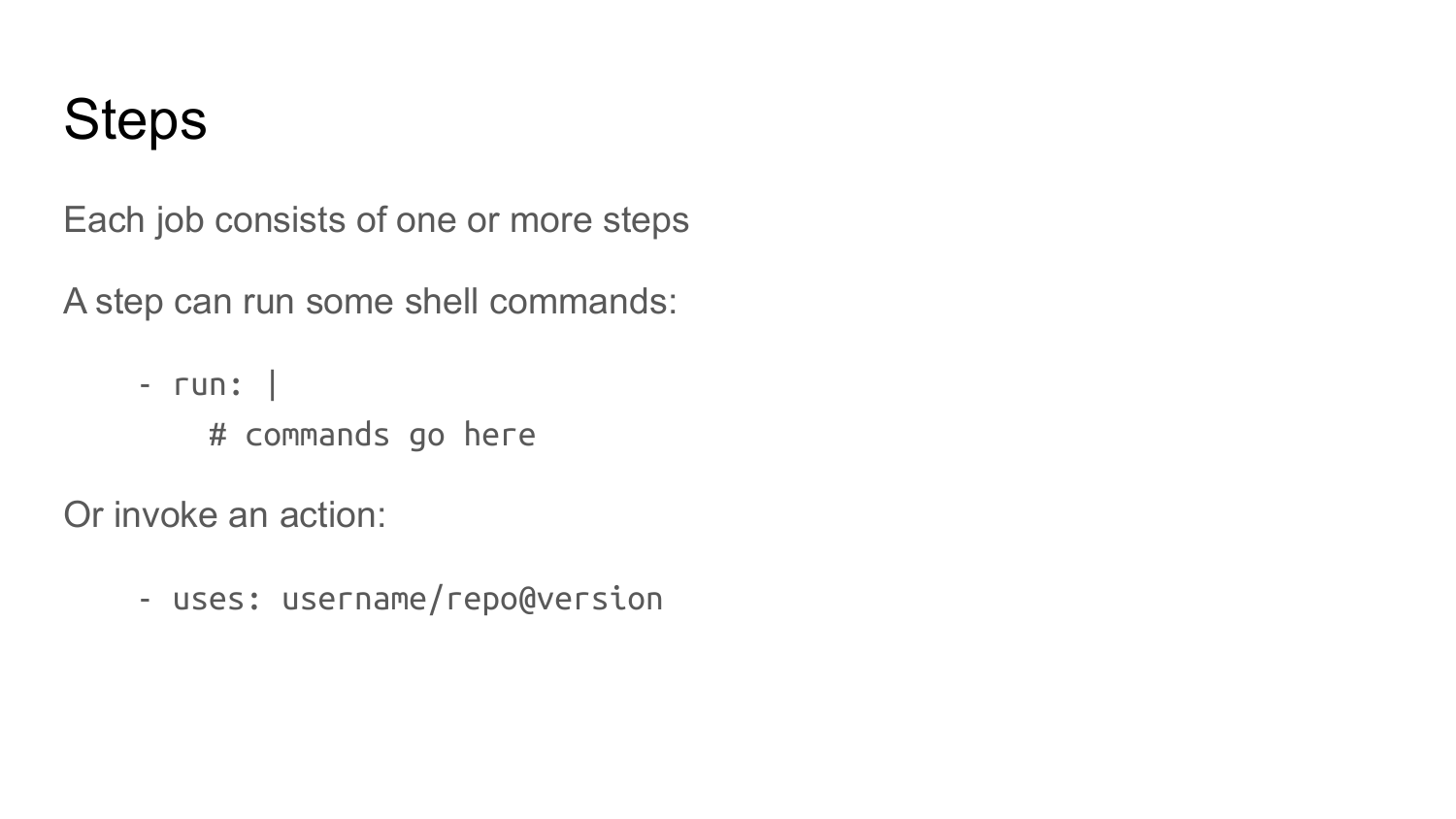# Steps

Each job consists of one or more steps

A step can run some shell commands:

```
- run: |
    # commands go here
```

Or invoke an action:

```
- uses: username/repo@version
```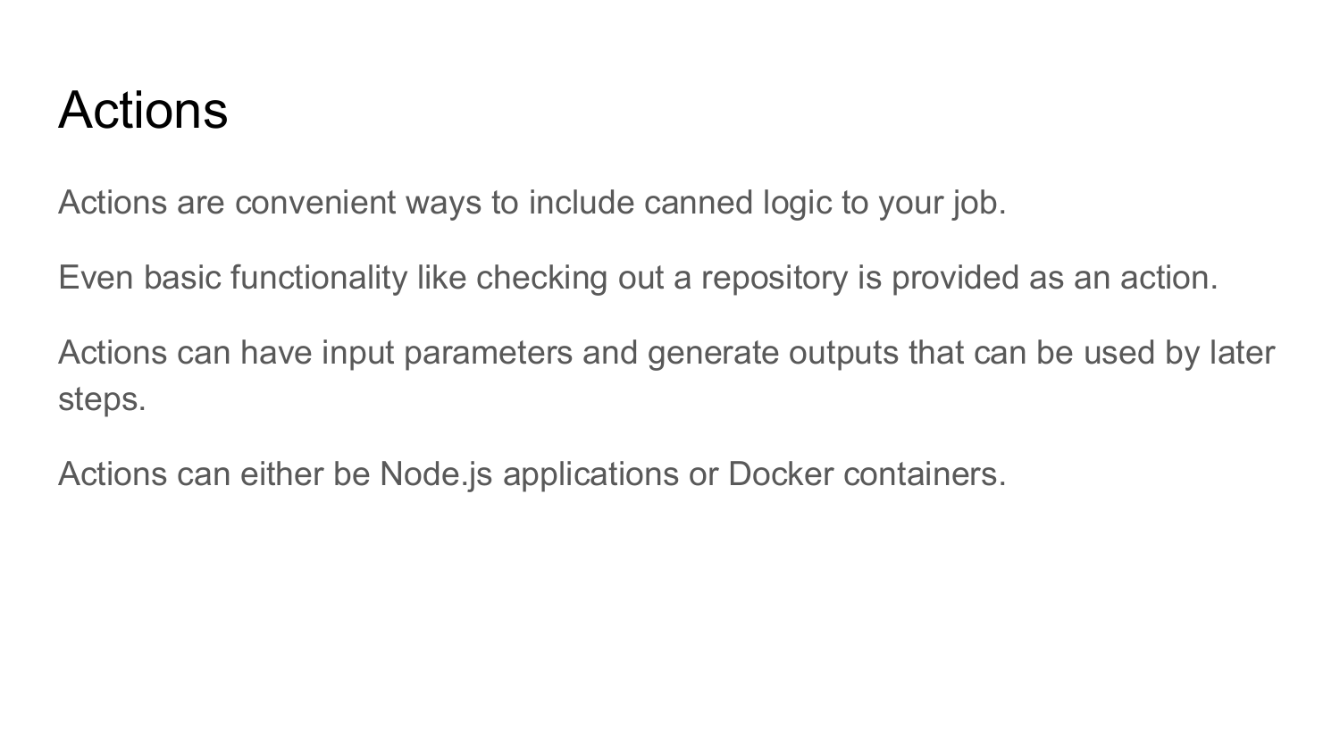# Actions

Actions are convenient ways to include canned logic to your job.

Even basic functionality like checking out a repository is provided as an action.

Actions can have input parameters and generate outputs that can be used by later steps.

Actions can either be Node.js applications or Docker containers.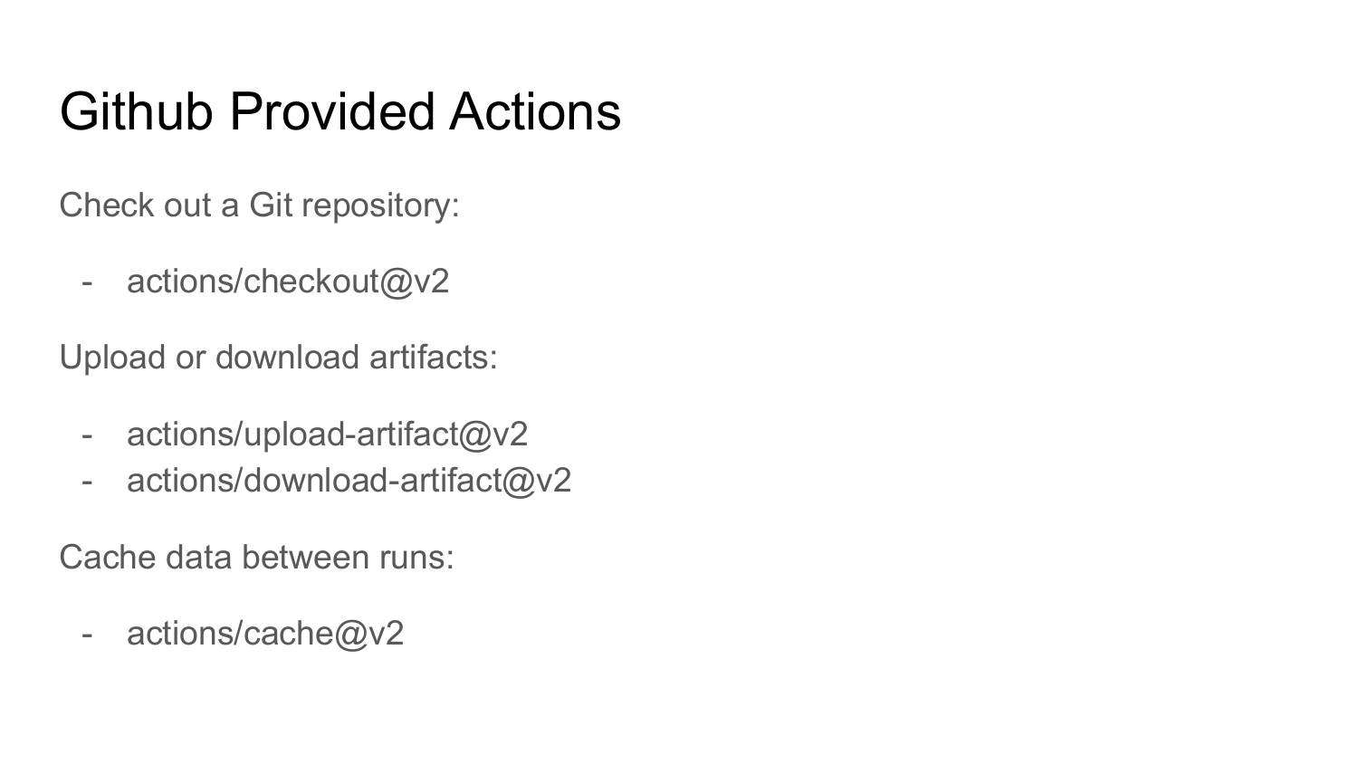# Github Provided Actions

Check out a Git repository:

- actions/checkout@v2

Upload or download artifacts:

- actions/upload-artifact@v2
- actions/download-artifact@v2

Cache data between runs:

- actions/cache@v2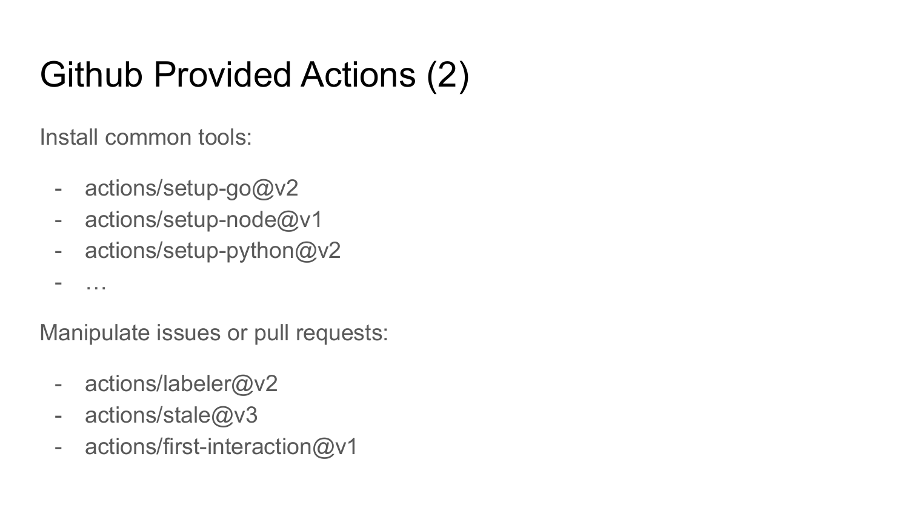# Github Provided Actions (2)

Install common tools:

- actions/setup-go@v2
- actions/setup-node@v1
- actions/setup-python@v2
- …

Manipulate issues or pull requests:

- actions/labeler@v2
- actions/stale@v3
- actions/first-interaction@v1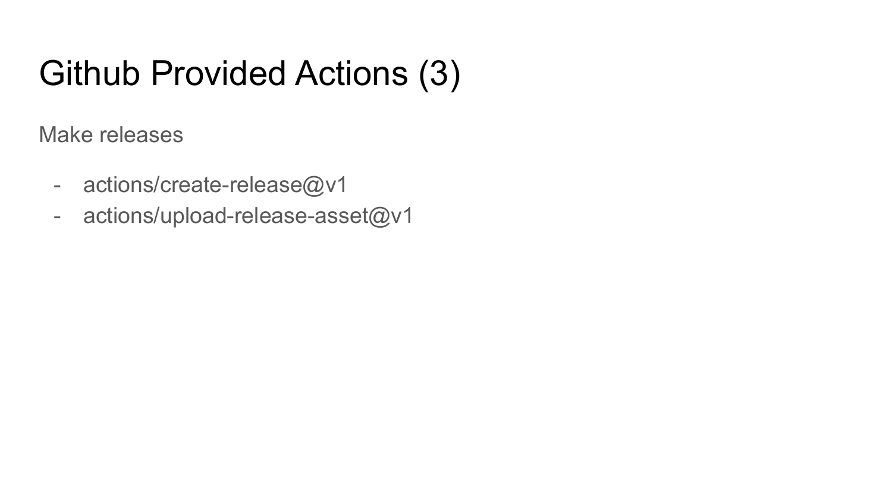# Github Provided Actions (3)

Make releases

- actions/create-release@v1
- actions/upload-release-asset@v1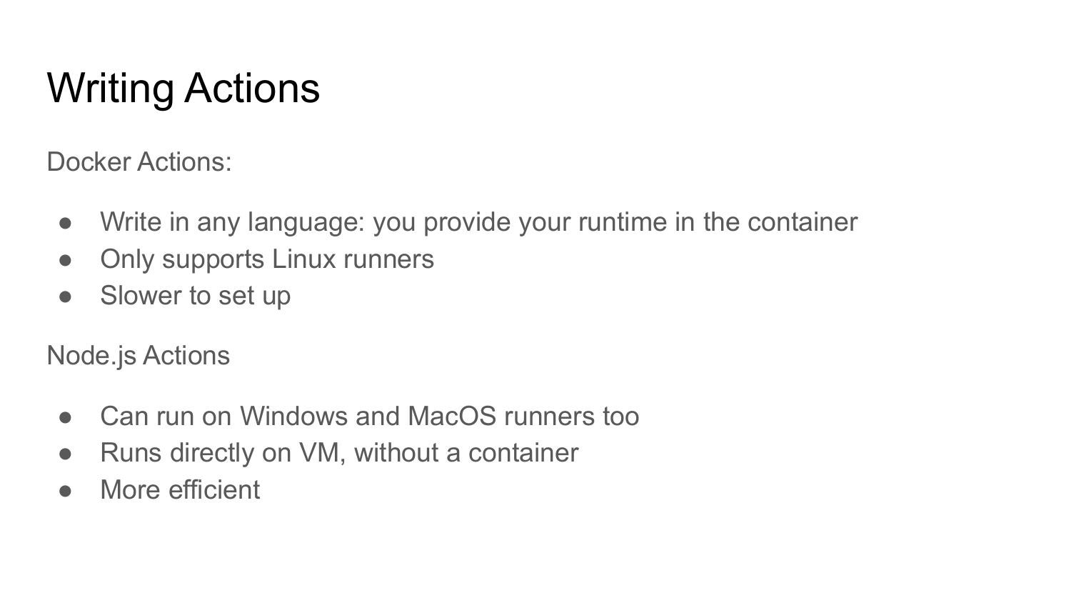# Writing Actions

Docker Actions:

- Write in any language: you provide your runtime in the container
- Only supports Linux runners
- Slower to set up

Node.js Actions

- Can run on Windows and MacOS runners too
- Runs directly on VM, without a container
- More efficient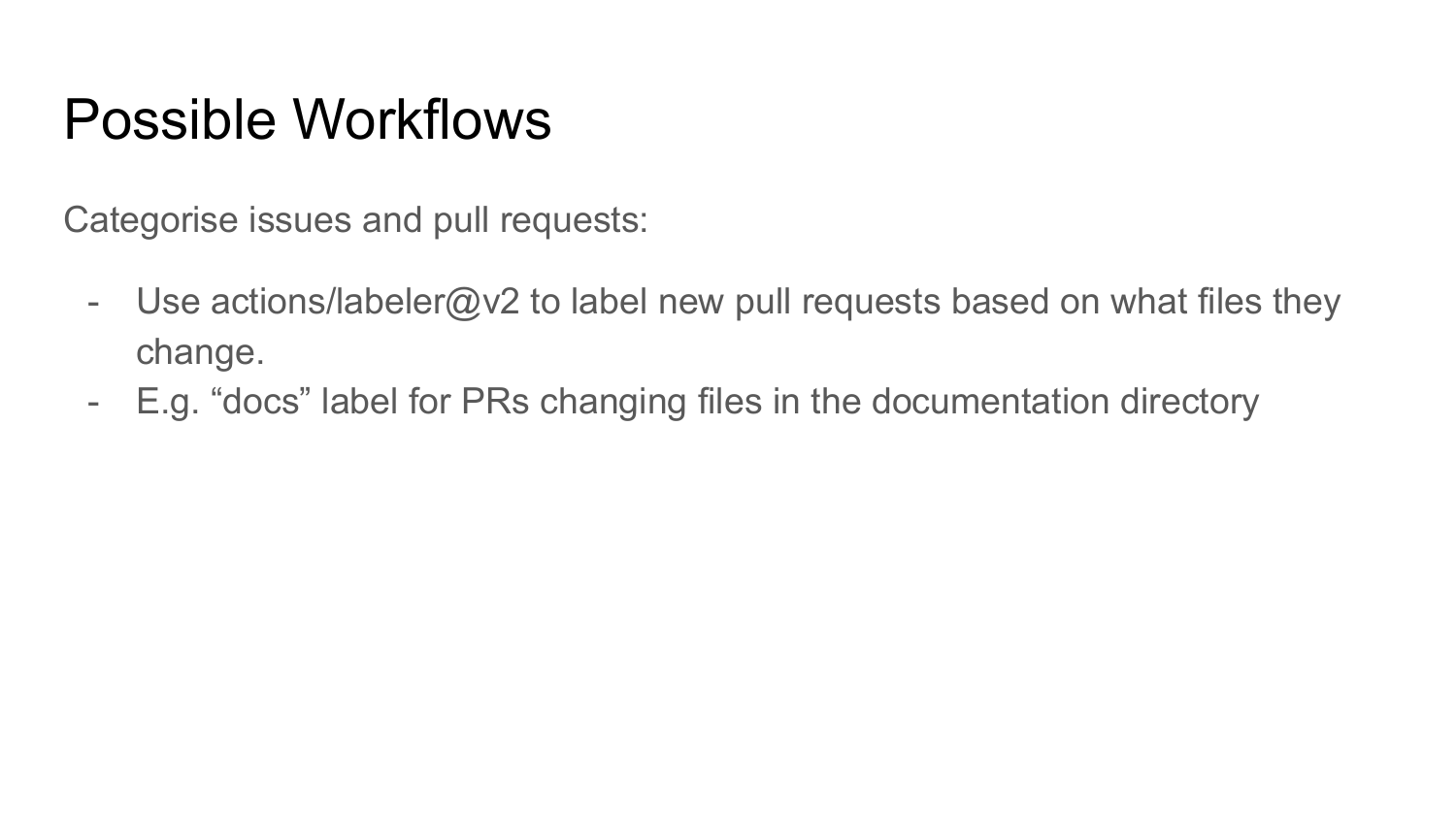# Possible Workflows

Categorise issues and pull requests:

- Use actions/labeler@v2 to label new pull requests based on what files they change.
- E.g. “docs” label for PRs changing files in the documentation directory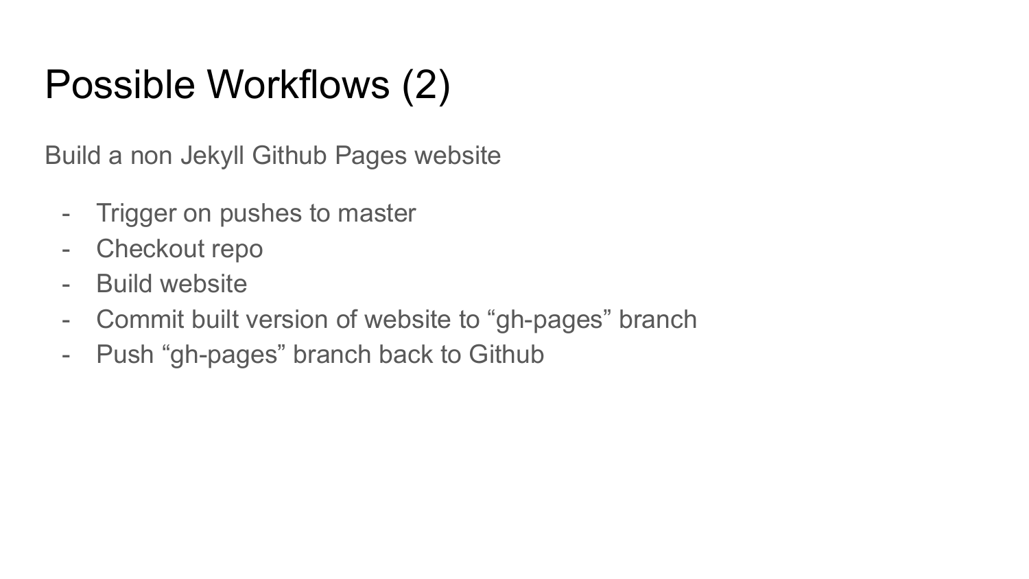# Possible Workflows (2)

Build a non Jekyll Github Pages website

- Trigger on pushes to master
- Checkout repo
- Build website
- Commit built version of website to “gh-pages” branch
- Push “gh-pages” branch back to Github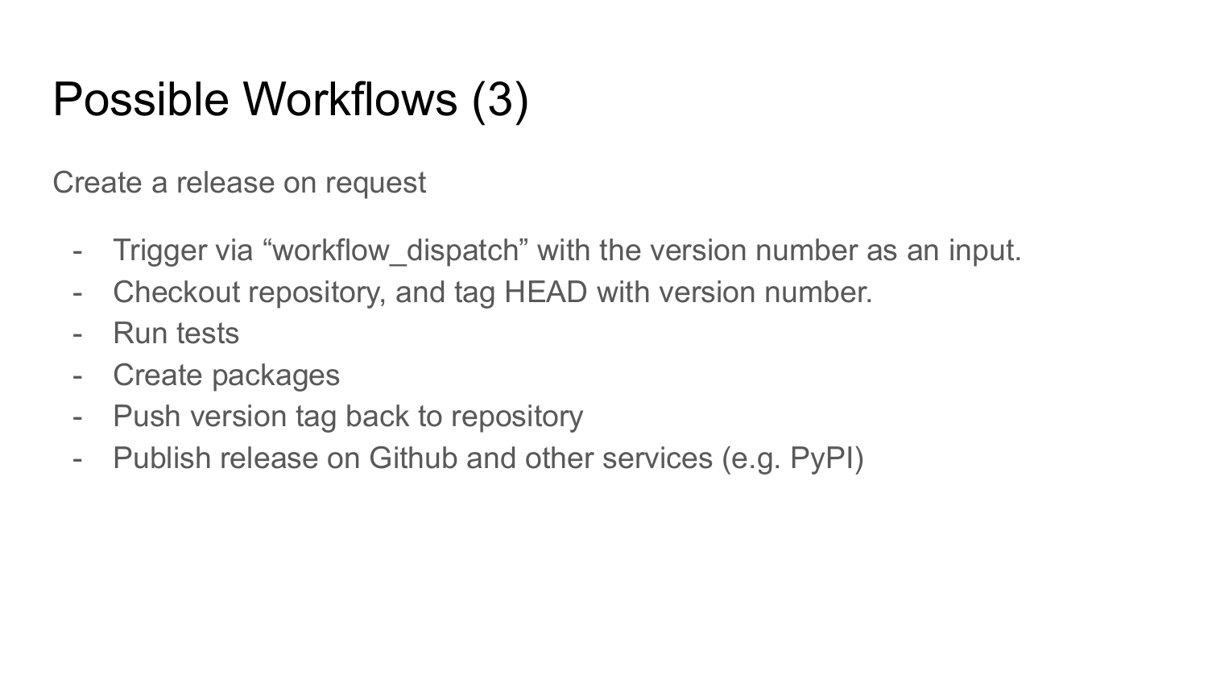# Possible Workflows (3)

Create a release on request

- Trigger via “workflow_dispatch” with the version number as an input.
- Checkout repository, and tag HEAD with version number.
- Run tests
- Create packages
- Push version tag back to repository
- Publish release on Github and other services (e.g. PyPI)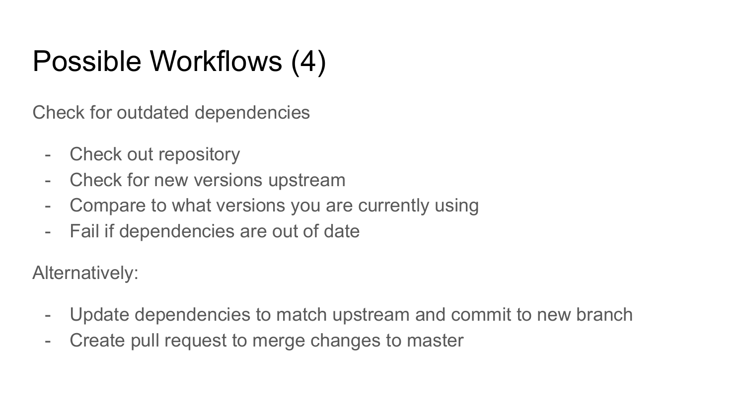# Possible Workflows (4)

Check for outdated dependencies

- Check out repository
- Check for new versions upstream
- Compare to what versions you are currently using
- Fail if dependencies are out of date

Alternatively:

- Update dependencies to match upstream and commit to new branch
- Create pull request to merge changes to master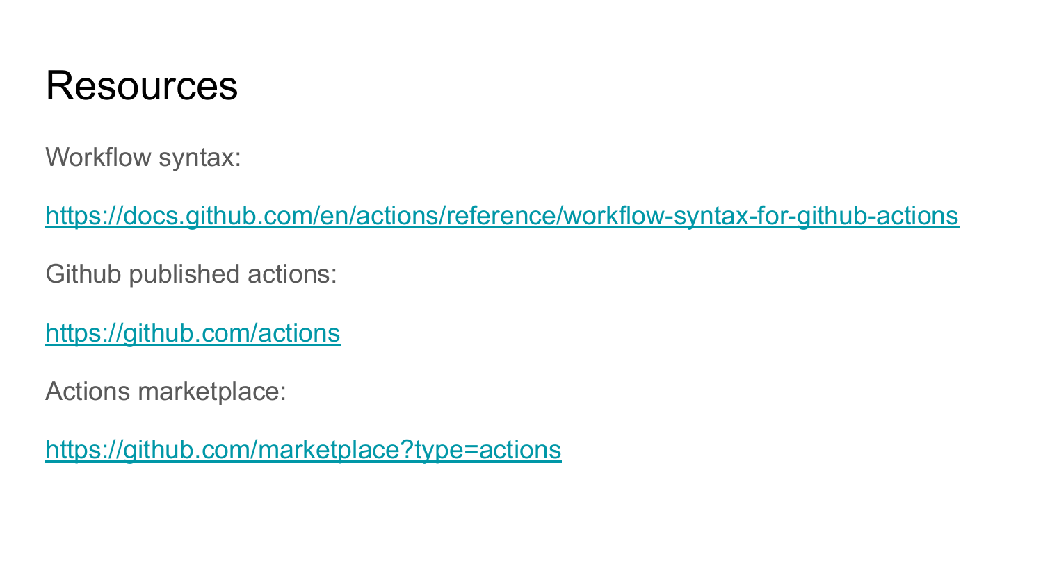# Resources

Workflow syntax:

https://docs.github.com/en/actions/reference/workflow-syntax-for-github-actions

Github published actions:

https://github.com/actions

Actions marketplace:

https://github.com/marketplace?type=actions